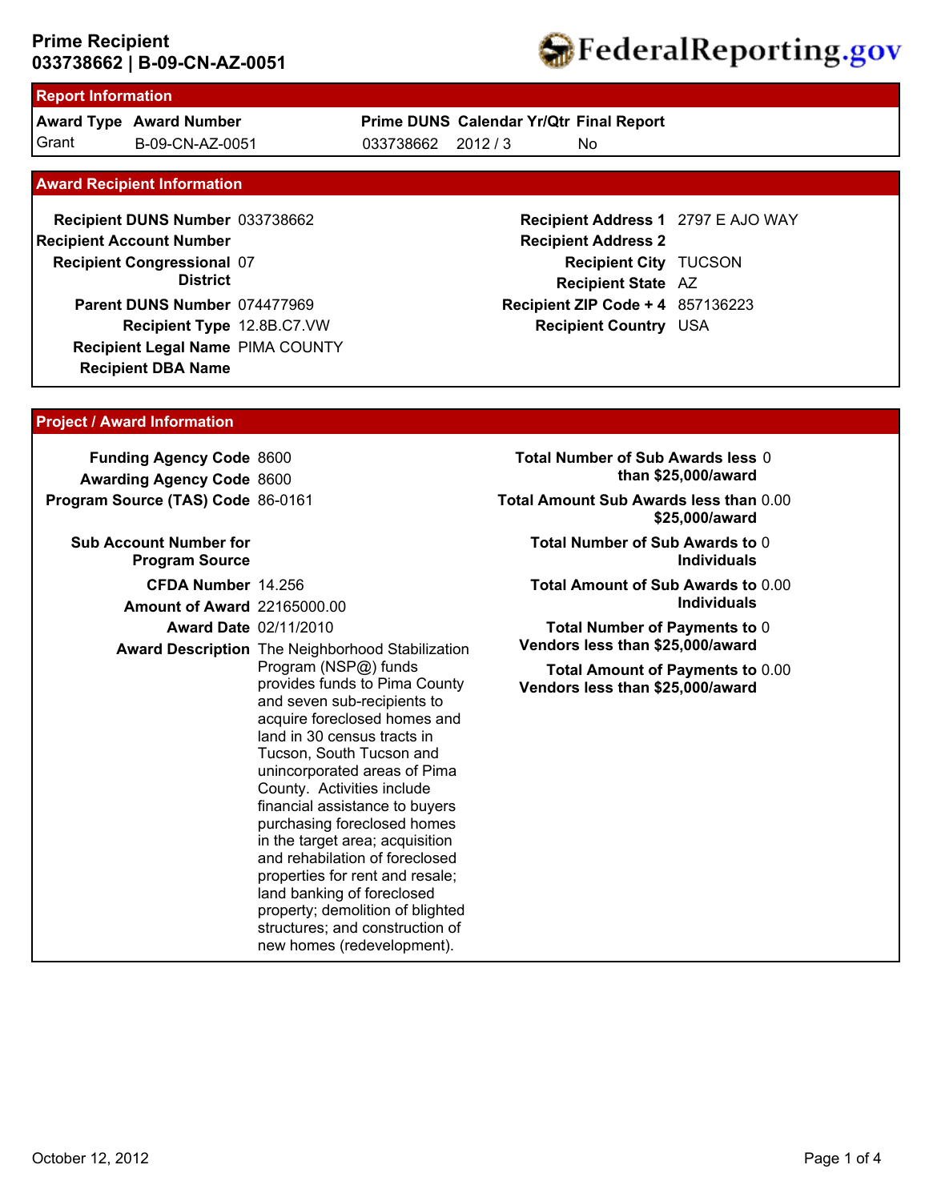# Prime Recipient
**033738662 | B-09-CN-AZ-0051**

FederalReporting.gov

## Report Information

| Award Type | Award Number | Prime DUNS | Calendar Yr/Qtr | Final Report |
|---|---|---|---|---|
| Grant | B-09-CN-AZ-0051 | 033738662 | 2012 / 3 | No |

## Award Recipient Information

**Recipient DUNS Number** 033738662
**Recipient Account Number**
**Recipient Congressional District** 07
**Parent DUNS Number** 074477969
**Recipient Type** 12.8B.C7.VW
**Recipient Legal Name** PIMA COUNTY
**Recipient DBA Name**

**Recipient Address 1** 2797 E AJO WAY
**Recipient Address 2**
**Recipient City** TUCSON
**Recipient State** AZ
**Recipient ZIP Code + 4** 857136223
**Recipient Country** USA

## Project / Award Information

**Funding Agency Code** 8600
**Awarding Agency Code** 8600
**Program Source (TAS) Code** 86-0161
**Sub Account Number for Program Source**
**CFDA Number** 14.256
**Amount of Award** 22165000.00
**Award Date** 02/11/2010
**Award Description** The Neighborhood Stabilization Program (NSP@) funds provides funds to Pima County and seven sub-recipients to acquire foreclosed homes and land in 30 census tracts in Tucson, South Tucson and unincorporated areas of Pima County. Activities include financial assistance to buyers purchasing foreclosed homes in the target area; acquisition and rehabilitation of foreclosed properties for rent and resale; land banking of foreclosed property; demolition of blighted structures; and construction of new homes (redevelopment).

**Total Number of Sub Awards less than $25,000/award** 0
**Total Amount Sub Awards less than $25,000/award** 0.00
**Total Number of Sub Awards to Individuals** 0
**Total Amount of Sub Awards to Individuals** 0.00
**Total Number of Payments to Vendors less than $25,000/award** 0
**Total Amount of Payments to Vendors less than $25,000/award** 0.00

October 12, 2012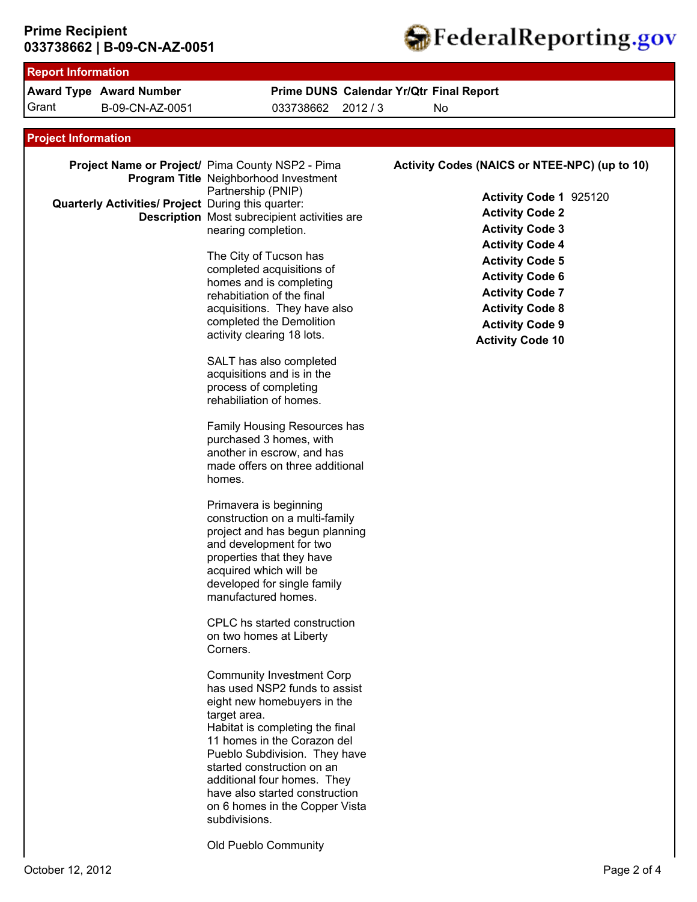**Prime Recipient**
**033738662 | B-09-CN-AZ-0051**

## Report Information

| Award Type | Award Number | Prime DUNS | Calendar Yr/Qtr | Final Report |
|---|---|---|---|---|
| Grant | B-09-CN-AZ-0051 | 033738662 | 2012 / 3 | No |

## Project Information

**Project Name or Project/ Program Title:** Pima County NSP2 - Pima Neighborhood Investment Partnership (PNIP)

**Quarterly Activities/ Project Description:** During this quarter:
Most subrecipient activities are nearing completion.

The City of Tucson has completed acquisitions of homes and is completing rehabitiation of the final acquisitions. They have also completed the Demolition activity clearing 18 lots.

SALT has also completed acquisitions and is in the process of completing rehabiliation of homes.

Family Housing Resources has purchased 3 homes, with another in escrow, and has made offers on three additional homes.

Primavera is beginning construction on a multi-family project and has begun planning and development for two properties that they have acquired which will be developed for single family manufactured homes.

CPLC hs started construction on two homes at Liberty Corners.

Community Investment Corp has used NSP2 funds to assist eight new homebuyers in the target area.
Habitat is completing the final 11 homes in the Corazon del Pueblo Subdivision. They have started construction on an additional four homes. They have also started construction on 6 homes in the Copper Vista subdivisions.

Old Pueblo Community

**Activity Codes (NAICS or NTEE-NPC) (up to 10)**

| Activity Code | Value |
|---|---|
| Activity Code 1 | 925120 |
| Activity Code 2 | |
| Activity Code 3 | |
| Activity Code 4 | |
| Activity Code 5 | |
| Activity Code 6 | |
| Activity Code 7 | |
| Activity Code 8 | |
| Activity Code 9 | |
| Activity Code 10 | |

October 12, 2012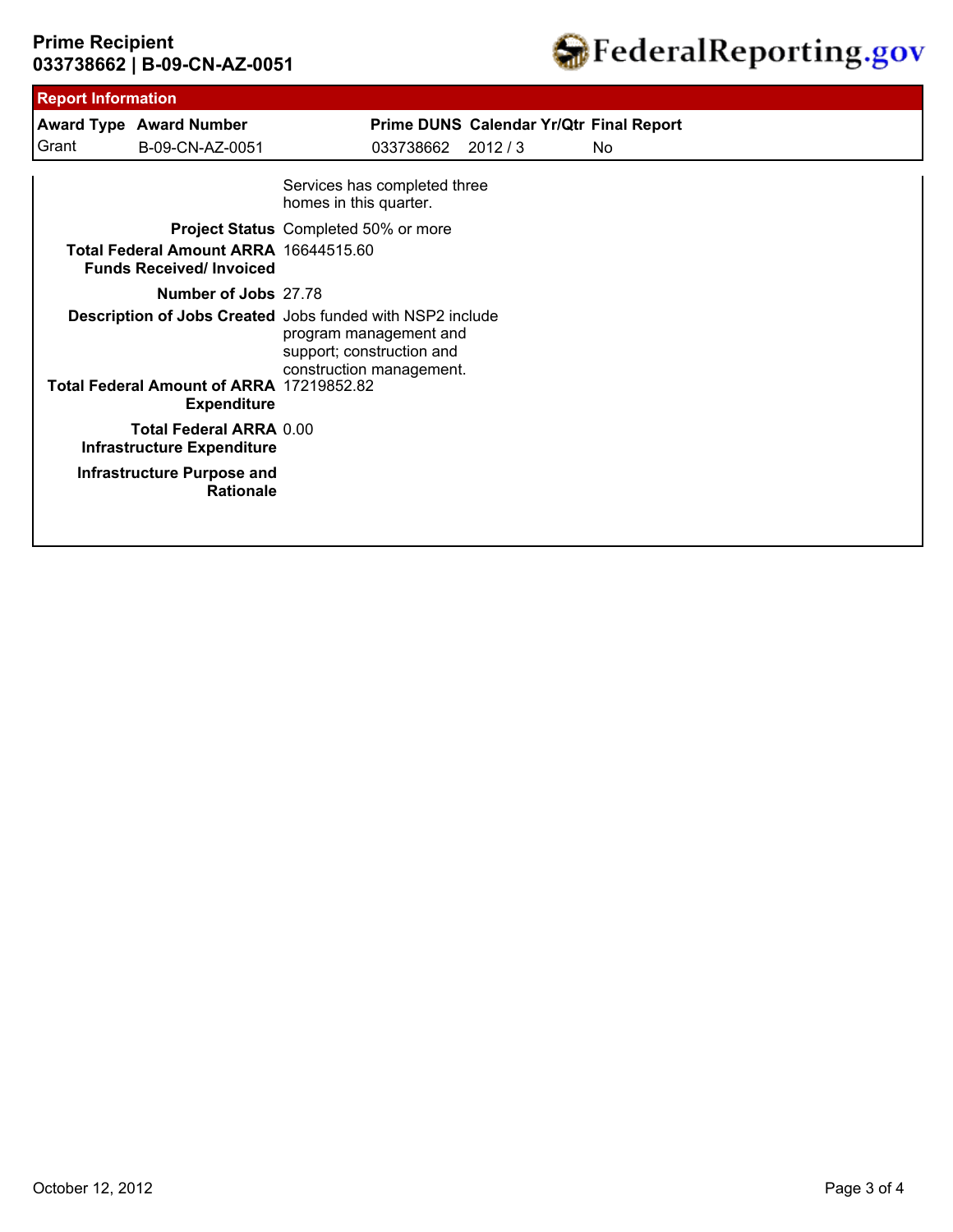## Report Information

| Award Type | Award Number | Prime DUNS | Calendar Yr/Qtr | Final Report |
|---|---|---|---|---|
| Grant | B-09-CN-AZ-0051 | 033738662 | 2012 / 3 | No |

| | |
|---|---|
| | Services has completed three homes in this quarter. |
| **Project Status** | Completed 50% or more |
| **Total Federal Amount ARRA Funds Received/ Invoiced** | 16644515.60 |
| **Number of Jobs** | 27.78 |
| **Description of Jobs Created** | Jobs funded with NSP2 include program management and support; construction and construction management. |
| **Total Federal Amount of ARRA Expenditure** | 17219852.82 |
| **Total Federal ARRA Infrastructure Expenditure** | 0.00 |
| **Infrastructure Purpose and Rationale** | |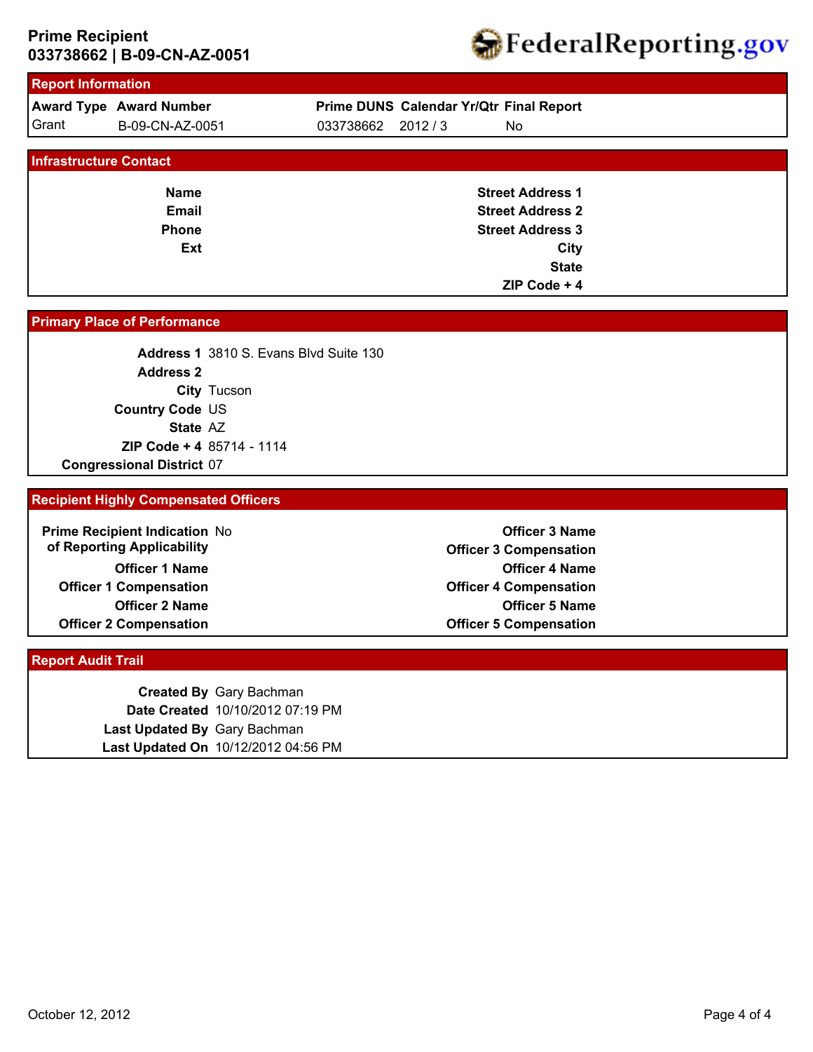**Prime Recipient**
**033738662 | B-09-CN-AZ-0051**

FederalReporting.gov

## Report Information

| Award Type | Award Number | Prime DUNS | Calendar Yr/Qtr | Final Report |
|---|---|---|---|---|
| Grant | B-09-CN-AZ-0051 | 033738662 | 2012 / 3 | No |

## Infrastructure Contact

| | | | |
|---|---|---|---|
| **Name** | | **Street Address 1** | |
| **Email** | | **Street Address 2** | |
| **Phone** | | **Street Address 3** | |
| **Ext** | | **City** | |
| | | **State** | |
| | | **ZIP Code + 4** | |

## Primary Place of Performance

| | |
|---|---|
| **Address 1** | 3810 S. Evans Blvd Suite 130 |
| **Address 2** | |
| **City** | Tucson |
| **Country Code** | US |
| **State** | AZ |
| **ZIP Code + 4** | 85714 - 1114 |
| **Congressional District** | 07 |

## Recipient Highly Compensated Officers

| | | | |
|---|---|---|---|
| **Prime Recipient Indication of Reporting Applicability** | No | **Officer 3 Name** | |
| | | **Officer 3 Compensation** | |
| **Officer 1 Name** | | **Officer 4 Name** | |
| **Officer 1 Compensation** | | **Officer 4 Compensation** | |
| **Officer 2 Name** | | **Officer 5 Name** | |
| **Officer 2 Compensation** | | **Officer 5 Compensation** | |

## Report Audit Trail

| | |
|---|---|
| **Created By** | Gary Bachman |
| **Date Created** | 10/10/2012 07:19 PM |
| **Last Updated By** | Gary Bachman |
| **Last Updated On** | 10/12/2012 04:56 PM |

October 12, 2012